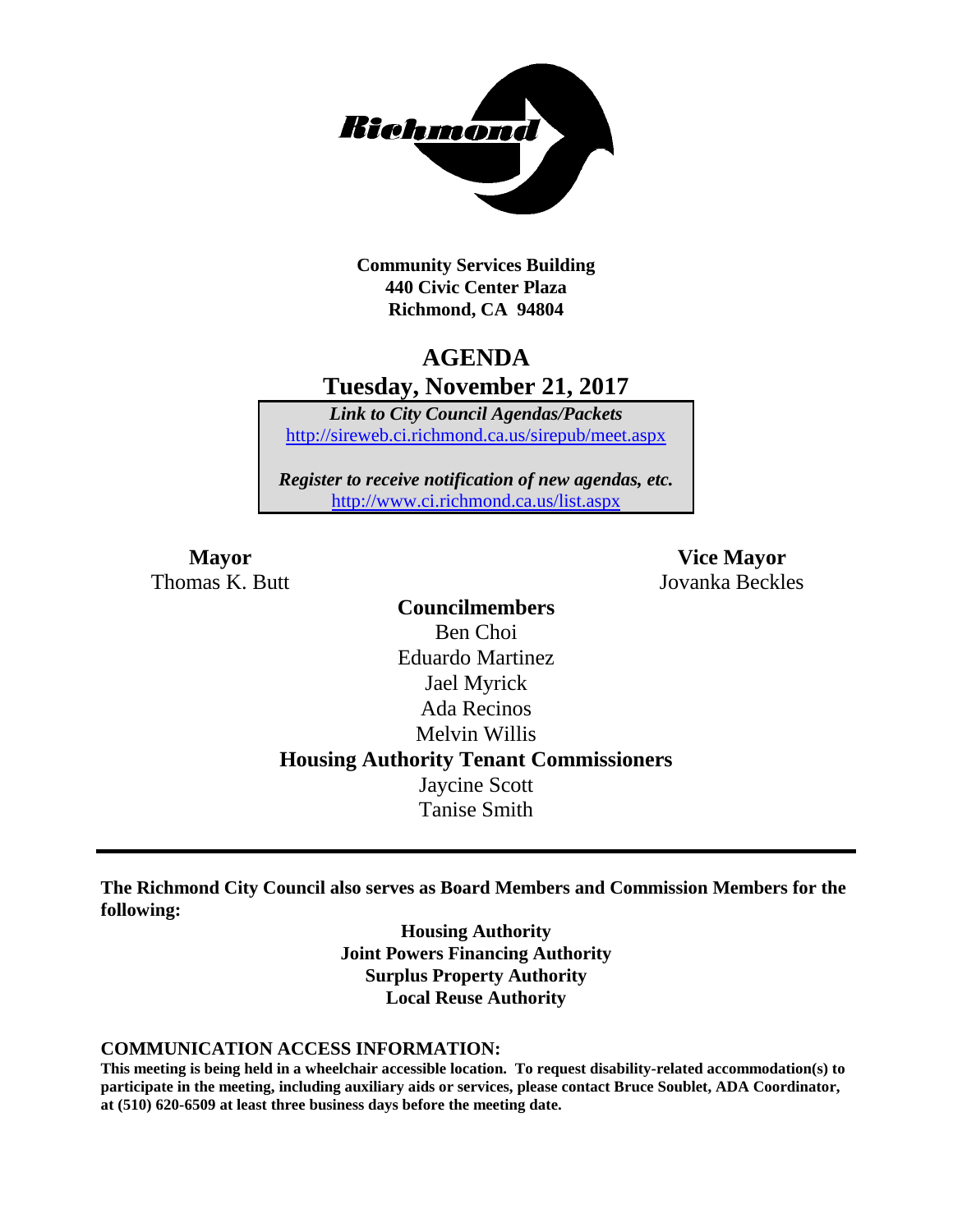**Community Services Building**
**440 Civic Center Plaza**
**Richmond, CA 94804**

# AGENDA
## Tuesday, November 21, 2017

***Link to City Council Agendas/Packets***
http://sireweb.ci.richmond.ca.us/sirepub/meet.aspx

***Register to receive notification of new agendas, etc.***
http://www.ci.richmond.ca.us/list.aspx

**Mayor**
Thomas K. Butt

**Vice Mayor**
Jovanka Beckles

**Councilmembers**
Ben Choi
Eduardo Martinez
Jael Myrick
Ada Recinos
Melvin Willis

**Housing Authority Tenant Commissioners**
Jaycine Scott
Tanise Smith

---

**The Richmond City Council also serves as Board Members and Commission Members for the following:**

**Housing Authority**
**Joint Powers Financing Authority**
**Surplus Property Authority**
**Local Reuse Authority**

**COMMUNICATION ACCESS INFORMATION:**

**This meeting is being held in a wheelchair accessible location. To request disability-related accommodation(s) to participate in the meeting, including auxiliary aids or services, please contact Bruce Soublet, ADA Coordinator, at (510) 620-6509 at least three business days before the meeting date.**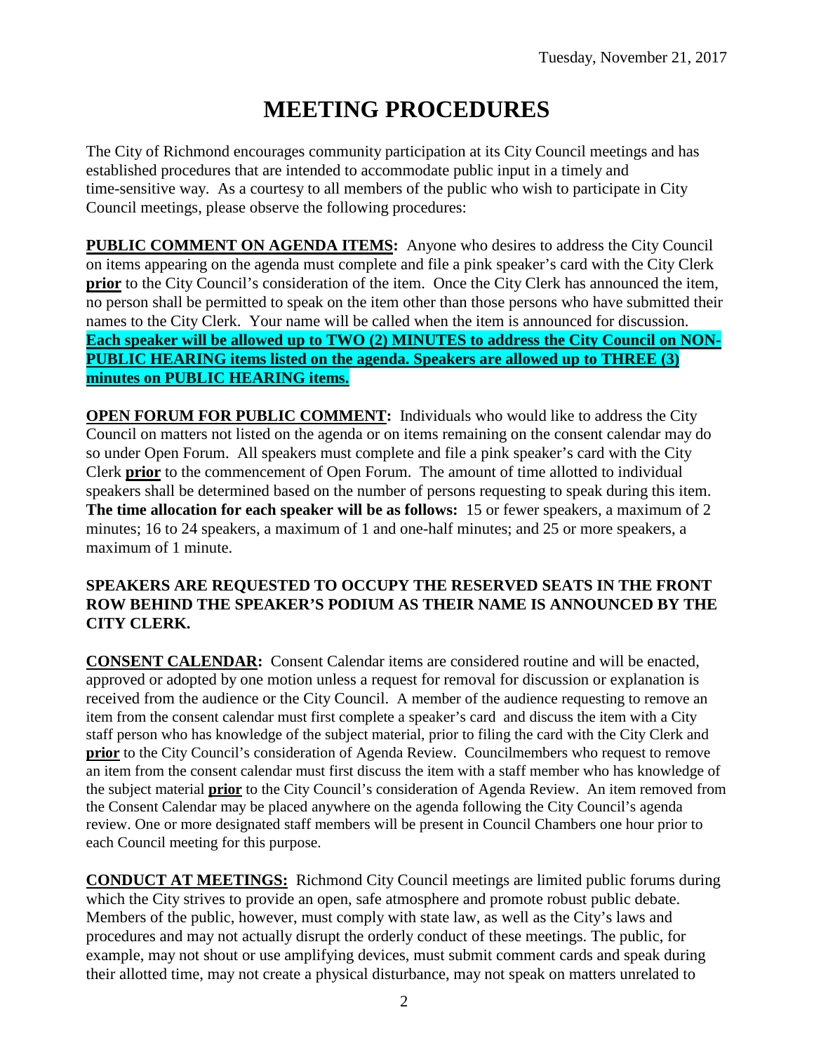Tuesday, November 21, 2017

# MEETING PROCEDURES

The City of Richmond encourages community participation at its City Council meetings and has established procedures that are intended to accommodate public input in a timely and time-sensitive way. As a courtesy to all members of the public who wish to participate in City Council meetings, please observe the following procedures:

**PUBLIC COMMENT ON AGENDA ITEMS:** Anyone who desires to address the City Council on items appearing on the agenda must complete and file a pink speaker's card with the City Clerk **prior** to the City Council's consideration of the item. Once the City Clerk has announced the item, no person shall be permitted to speak on the item other than those persons who have submitted their names to the City Clerk. Your name will be called when the item is announced for discussion. **Each speaker will be allowed up to TWO (2) MINUTES to address the City Council on NON-PUBLIC HEARING items listed on the agenda. Speakers are allowed up to THREE (3) minutes on PUBLIC HEARING items.**

**OPEN FORUM FOR PUBLIC COMMENT:** Individuals who would like to address the City Council on matters not listed on the agenda or on items remaining on the consent calendar may do so under Open Forum. All speakers must complete and file a pink speaker's card with the City Clerk **prior** to the commencement of Open Forum. The amount of time allotted to individual speakers shall be determined based on the number of persons requesting to speak during this item. **The time allocation for each speaker will be as follows:** 15 or fewer speakers, a maximum of 2 minutes; 16 to 24 speakers, a maximum of 1 and one-half minutes; and 25 or more speakers, a maximum of 1 minute.

**SPEAKERS ARE REQUESTED TO OCCUPY THE RESERVED SEATS IN THE FRONT ROW BEHIND THE SPEAKER'S PODIUM AS THEIR NAME IS ANNOUNCED BY THE CITY CLERK.**

**CONSENT CALENDAR:** Consent Calendar items are considered routine and will be enacted, approved or adopted by one motion unless a request for removal for discussion or explanation is received from the audience or the City Council. A member of the audience requesting to remove an item from the consent calendar must first complete a speaker's card and discuss the item with a City staff person who has knowledge of the subject material, prior to filing the card with the City Clerk and **prior** to the City Council's consideration of Agenda Review. Councilmembers who request to remove an item from the consent calendar must first discuss the item with a staff member who has knowledge of the subject material **prior** to the City Council's consideration of Agenda Review. An item removed from the Consent Calendar may be placed anywhere on the agenda following the City Council's agenda review. One or more designated staff members will be present in Council Chambers one hour prior to each Council meeting for this purpose.

**CONDUCT AT MEETINGS:** Richmond City Council meetings are limited public forums during which the City strives to provide an open, safe atmosphere and promote robust public debate. Members of the public, however, must comply with state law, as well as the City's laws and procedures and may not actually disrupt the orderly conduct of these meetings. The public, for example, may not shout or use amplifying devices, must submit comment cards and speak during their allotted time, may not create a physical disturbance, may not speak on matters unrelated to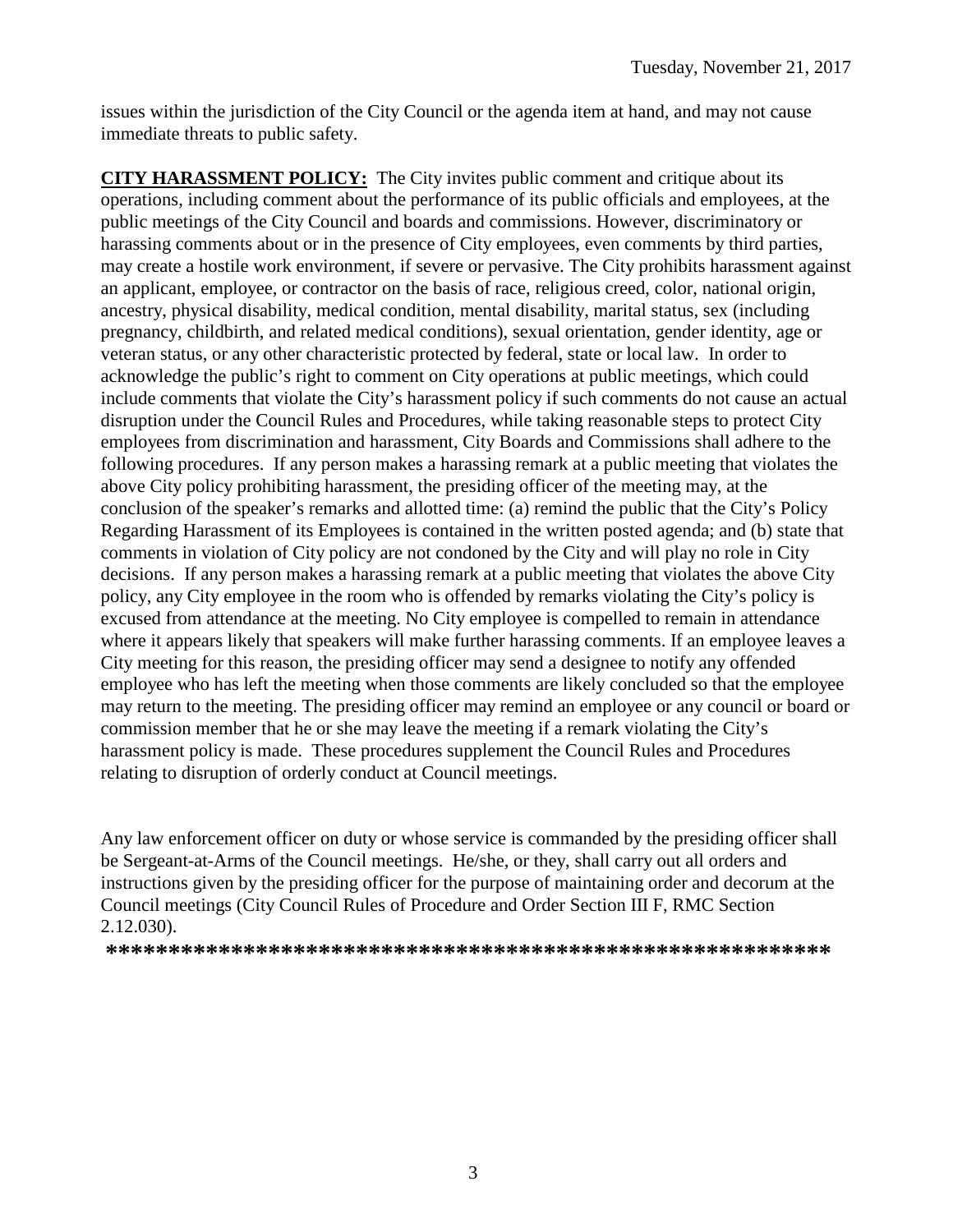issues within the jurisdiction of the City Council or the agenda item at hand, and may not cause immediate threats to public safety.

**CITY HARASSMENT POLICY:** The City invites public comment and critique about its operations, including comment about the performance of its public officials and employees, at the public meetings of the City Council and boards and commissions. However, discriminatory or harassing comments about or in the presence of City employees, even comments by third parties, may create a hostile work environment, if severe or pervasive. The City prohibits harassment against an applicant, employee, or contractor on the basis of race, religious creed, color, national origin, ancestry, physical disability, medical condition, mental disability, marital status, sex (including pregnancy, childbirth, and related medical conditions), sexual orientation, gender identity, age or veteran status, or any other characteristic protected by federal, state or local law. In order to acknowledge the public's right to comment on City operations at public meetings, which could include comments that violate the City's harassment policy if such comments do not cause an actual disruption under the Council Rules and Procedures, while taking reasonable steps to protect City employees from discrimination and harassment, City Boards and Commissions shall adhere to the following procedures. If any person makes a harassing remark at a public meeting that violates the above City policy prohibiting harassment, the presiding officer of the meeting may, at the conclusion of the speaker's remarks and allotted time: (a) remind the public that the City's Policy Regarding Harassment of its Employees is contained in the written posted agenda; and (b) state that comments in violation of City policy are not condoned by the City and will play no role in City decisions. If any person makes a harassing remark at a public meeting that violates the above City policy, any City employee in the room who is offended by remarks violating the City's policy is excused from attendance at the meeting. No City employee is compelled to remain in attendance where it appears likely that speakers will make further harassing comments. If an employee leaves a City meeting for this reason, the presiding officer may send a designee to notify any offended employee who has left the meeting when those comments are likely concluded so that the employee may return to the meeting. The presiding officer may remind an employee or any council or board or commission member that he or she may leave the meeting if a remark violating the City's harassment policy is made. These procedures supplement the Council Rules and Procedures relating to disruption of orderly conduct at Council meetings.

Any law enforcement officer on duty or whose service is commanded by the presiding officer shall be Sergeant-at-Arms of the Council meetings. He/she, or they, shall carry out all orders and instructions given by the presiding officer for the purpose of maintaining order and decorum at the Council meetings (City Council Rules of Procedure and Order Section III F, RMC Section 2.12.030).

**********************************************************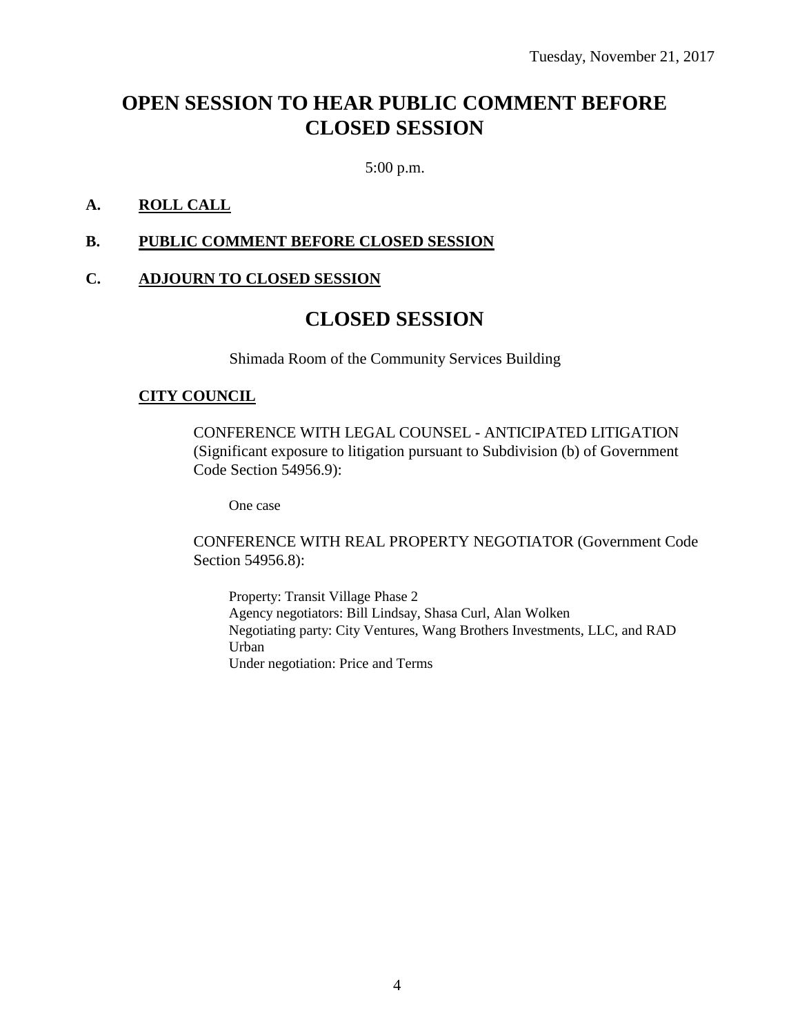Tuesday, November 21, 2017

# OPEN SESSION TO HEAR PUBLIC COMMENT BEFORE CLOSED SESSION

5:00 p.m.

**A. ROLL CALL**

**B. PUBLIC COMMENT BEFORE CLOSED SESSION**

**C. ADJOURN TO CLOSED SESSION**

# CLOSED SESSION

Shimada Room of the Community Services Building

**CITY COUNCIL**

CONFERENCE WITH LEGAL COUNSEL - ANTICIPATED LITIGATION (Significant exposure to litigation pursuant to Subdivision (b) of Government Code Section 54956.9):

One case

CONFERENCE WITH REAL PROPERTY NEGOTIATOR (Government Code Section 54956.8):

Property: Transit Village Phase 2
Agency negotiators: Bill Lindsay, Shasa Curl, Alan Wolken
Negotiating party: City Ventures, Wang Brothers Investments, LLC, and RAD Urban
Under negotiation: Price and Terms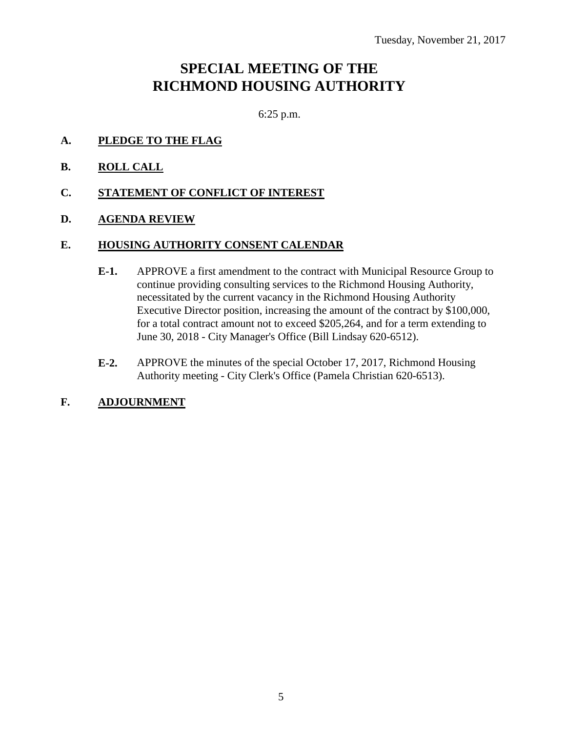Tuesday, November 21, 2017

# SPECIAL MEETING OF THE RICHMOND HOUSING AUTHORITY

6:25 p.m.

**A. PLEDGE TO THE FLAG**

**B. ROLL CALL**

**C. STATEMENT OF CONFLICT OF INTEREST**

**D. AGENDA REVIEW**

**E. HOUSING AUTHORITY CONSENT CALENDAR**

**E-1.** APPROVE a first amendment to the contract with Municipal Resource Group to continue providing consulting services to the Richmond Housing Authority, necessitated by the current vacancy in the Richmond Housing Authority Executive Director position, increasing the amount of the contract by $100,000, for a total contract amount not to exceed $205,264, and for a term extending to June 30, 2018 - City Manager's Office (Bill Lindsay 620-6512).

**E-2.** APPROVE the minutes of the special October 17, 2017, Richmond Housing Authority meeting - City Clerk's Office (Pamela Christian 620-6513).

**F. ADJOURNMENT**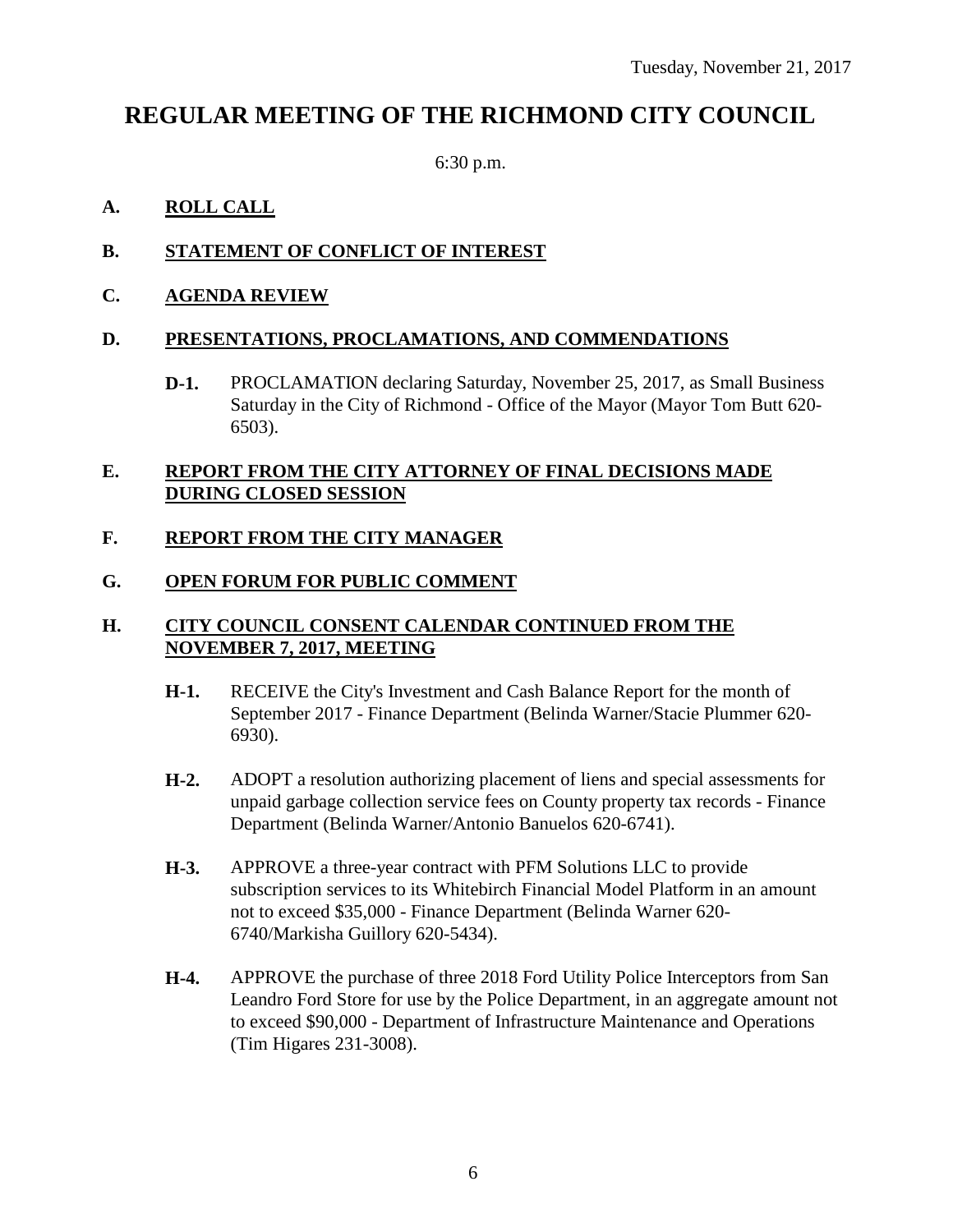Tuesday, November 21, 2017

# REGULAR MEETING OF THE RICHMOND CITY COUNCIL

6:30 p.m.

## A. ROLL CALL

## B. STATEMENT OF CONFLICT OF INTEREST

## C. AGENDA REVIEW

## D. PRESENTATIONS, PROCLAMATIONS, AND COMMENDATIONS

**D-1.** PROCLAMATION declaring Saturday, November 25, 2017, as Small Business Saturday in the City of Richmond - Office of the Mayor (Mayor Tom Butt 620-6503).

## E. REPORT FROM THE CITY ATTORNEY OF FINAL DECISIONS MADE DURING CLOSED SESSION

## F. REPORT FROM THE CITY MANAGER

## G. OPEN FORUM FOR PUBLIC COMMENT

## H. CITY COUNCIL CONSENT CALENDAR CONTINUED FROM THE NOVEMBER 7, 2017, MEETING

**H-1.** RECEIVE the City's Investment and Cash Balance Report for the month of September 2017 - Finance Department (Belinda Warner/Stacie Plummer 620-6930).

**H-2.** ADOPT a resolution authorizing placement of liens and special assessments for unpaid garbage collection service fees on County property tax records - Finance Department (Belinda Warner/Antonio Banuelos 620-6741).

**H-3.** APPROVE a three-year contract with PFM Solutions LLC to provide subscription services to its Whitebirch Financial Model Platform in an amount not to exceed $35,000 - Finance Department (Belinda Warner 620-6740/Markisha Guillory 620-5434).

**H-4.** APPROVE the purchase of three 2018 Ford Utility Police Interceptors from San Leandro Ford Store for use by the Police Department, in an aggregate amount not to exceed $90,000 - Department of Infrastructure Maintenance and Operations (Tim Higares 231-3008).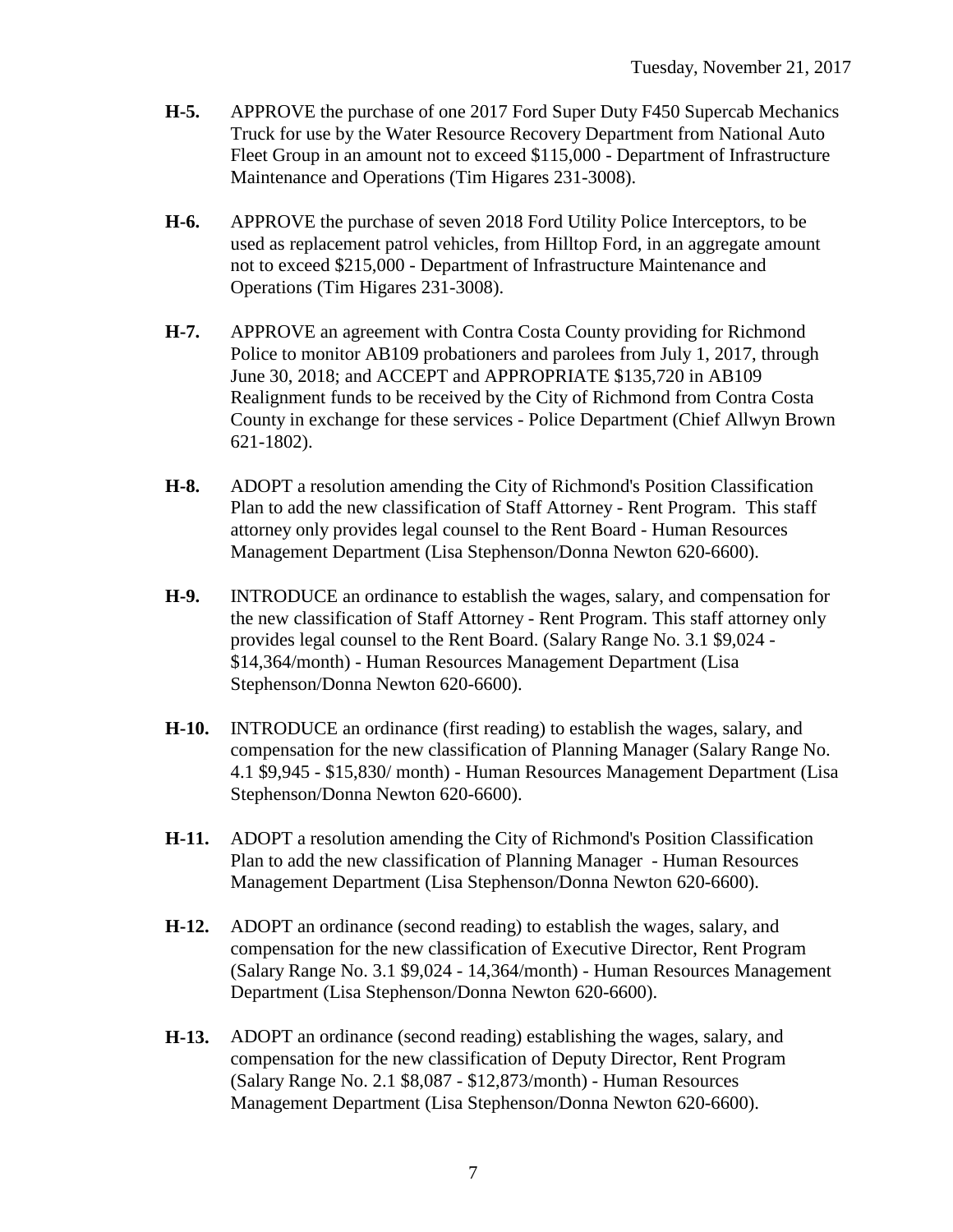**H-5.** APPROVE the purchase of one 2017 Ford Super Duty F450 Supercab Mechanics Truck for use by the Water Resource Recovery Department from National Auto Fleet Group in an amount not to exceed $115,000 - Department of Infrastructure Maintenance and Operations (Tim Higares 231-3008).

**H-6.** APPROVE the purchase of seven 2018 Ford Utility Police Interceptors, to be used as replacement patrol vehicles, from Hilltop Ford, in an aggregate amount not to exceed $215,000 - Department of Infrastructure Maintenance and Operations (Tim Higares 231-3008).

**H-7.** APPROVE an agreement with Contra Costa County providing for Richmond Police to monitor AB109 probationers and parolees from July 1, 2017, through June 30, 2018; and ACCEPT and APPROPRIATE $135,720 in AB109 Realignment funds to be received by the City of Richmond from Contra Costa County in exchange for these services - Police Department (Chief Allwyn Brown 621-1802).

**H-8.** ADOPT a resolution amending the City of Richmond's Position Classification Plan to add the new classification of Staff Attorney - Rent Program. This staff attorney only provides legal counsel to the Rent Board - Human Resources Management Department (Lisa Stephenson/Donna Newton 620-6600).

**H-9.** INTRODUCE an ordinance to establish the wages, salary, and compensation for the new classification of Staff Attorney - Rent Program. This staff attorney only provides legal counsel to the Rent Board. (Salary Range No. 3.1 $9,024 - $14,364/month) - Human Resources Management Department (Lisa Stephenson/Donna Newton 620-6600).

**H-10.** INTRODUCE an ordinance (first reading) to establish the wages, salary, and compensation for the new classification of Planning Manager (Salary Range No. 4.1 $9,945 - $15,830/ month) - Human Resources Management Department (Lisa Stephenson/Donna Newton 620-6600).

**H-11.** ADOPT a resolution amending the City of Richmond's Position Classification Plan to add the new classification of Planning Manager - Human Resources Management Department (Lisa Stephenson/Donna Newton 620-6600).

**H-12.** ADOPT an ordinance (second reading) to establish the wages, salary, and compensation for the new classification of Executive Director, Rent Program (Salary Range No. 3.1 $9,024 - 14,364/month) - Human Resources Management Department (Lisa Stephenson/Donna Newton 620-6600).

**H-13.** ADOPT an ordinance (second reading) establishing the wages, salary, and compensation for the new classification of Deputy Director, Rent Program (Salary Range No. 2.1 $8,087 - $12,873/month) - Human Resources Management Department (Lisa Stephenson/Donna Newton 620-6600).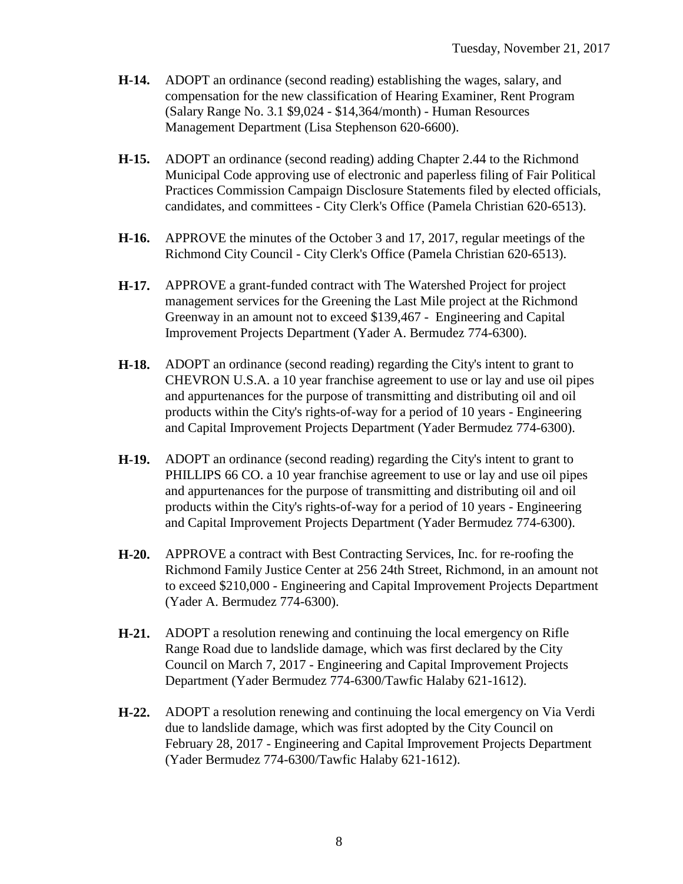**H-14.** ADOPT an ordinance (second reading) establishing the wages, salary, and compensation for the new classification of Hearing Examiner, Rent Program (Salary Range No. 3.1 $9,024 - $14,364/month) - Human Resources Management Department (Lisa Stephenson 620-6600).

**H-15.** ADOPT an ordinance (second reading) adding Chapter 2.44 to the Richmond Municipal Code approving use of electronic and paperless filing of Fair Political Practices Commission Campaign Disclosure Statements filed by elected officials, candidates, and committees - City Clerk's Office (Pamela Christian 620-6513).

**H-16.** APPROVE the minutes of the October 3 and 17, 2017, regular meetings of the Richmond City Council - City Clerk's Office (Pamela Christian 620-6513).

**H-17.** APPROVE a grant-funded contract with The Watershed Project for project management services for the Greening the Last Mile project at the Richmond Greenway in an amount not to exceed $139,467 - Engineering and Capital Improvement Projects Department (Yader A. Bermudez 774-6300).

**H-18.** ADOPT an ordinance (second reading) regarding the City's intent to grant to CHEVRON U.S.A. a 10 year franchise agreement to use or lay and use oil pipes and appurtenances for the purpose of transmitting and distributing oil and oil products within the City's rights-of-way for a period of 10 years - Engineering and Capital Improvement Projects Department (Yader Bermudez 774-6300).

**H-19.** ADOPT an ordinance (second reading) regarding the City's intent to grant to PHILLIPS 66 CO. a 10 year franchise agreement to use or lay and use oil pipes and appurtenances for the purpose of transmitting and distributing oil and oil products within the City's rights-of-way for a period of 10 years - Engineering and Capital Improvement Projects Department (Yader Bermudez 774-6300).

**H-20.** APPROVE a contract with Best Contracting Services, Inc. for re-roofing the Richmond Family Justice Center at 256 24th Street, Richmond, in an amount not to exceed $210,000 - Engineering and Capital Improvement Projects Department (Yader A. Bermudez 774-6300).

**H-21.** ADOPT a resolution renewing and continuing the local emergency on Rifle Range Road due to landslide damage, which was first declared by the City Council on March 7, 2017 - Engineering and Capital Improvement Projects Department (Yader Bermudez 774-6300/Tawfic Halaby 621-1612).

**H-22.** ADOPT a resolution renewing and continuing the local emergency on Via Verdi due to landslide damage, which was first adopted by the City Council on February 28, 2017 - Engineering and Capital Improvement Projects Department (Yader Bermudez 774-6300/Tawfic Halaby 621-1612).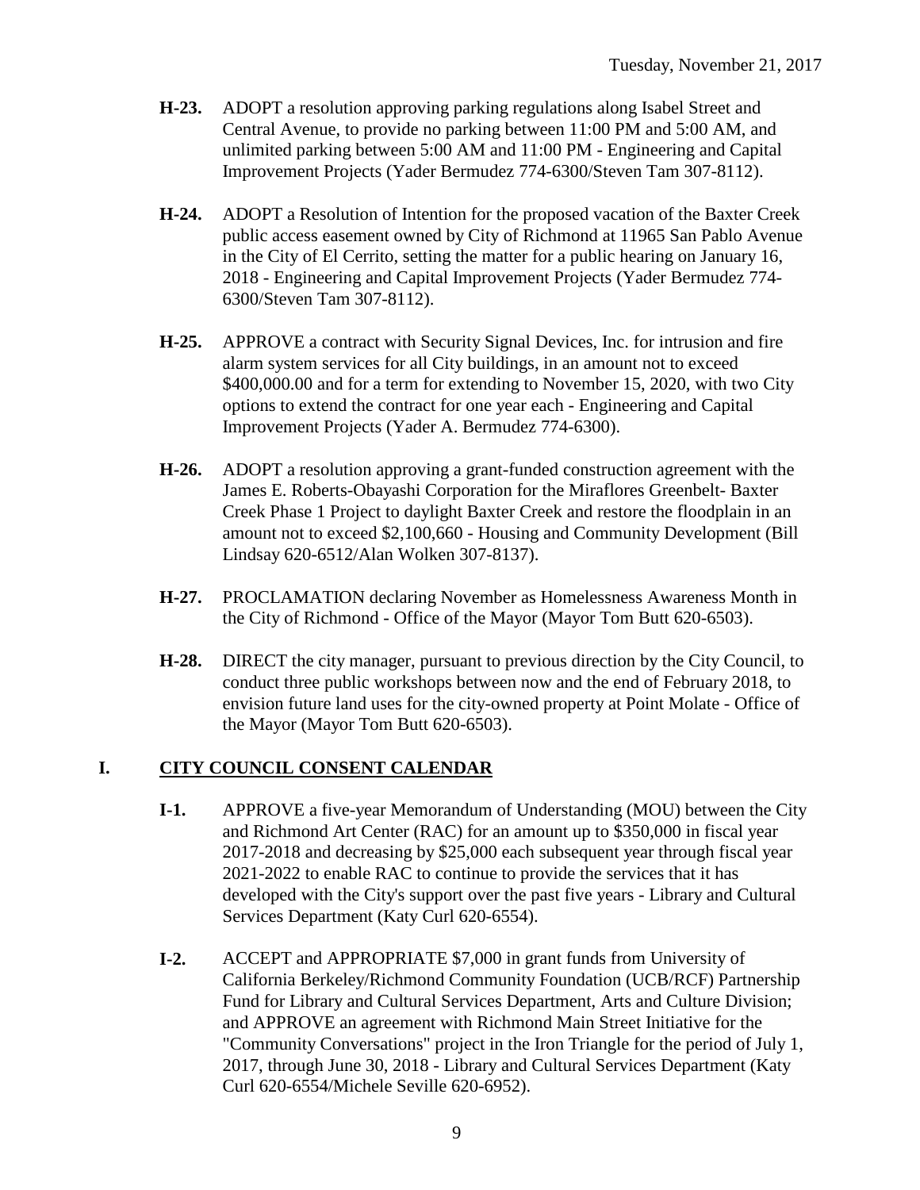- **H-23.** ADOPT a resolution approving parking regulations along Isabel Street and Central Avenue, to provide no parking between 11:00 PM and 5:00 AM, and unlimited parking between 5:00 AM and 11:00 PM - Engineering and Capital Improvement Projects (Yader Bermudez 774-6300/Steven Tam 307-8112).

- **H-24.** ADOPT a Resolution of Intention for the proposed vacation of the Baxter Creek public access easement owned by City of Richmond at 11965 San Pablo Avenue in the City of El Cerrito, setting the matter for a public hearing on January 16, 2018 - Engineering and Capital Improvement Projects (Yader Bermudez 774-6300/Steven Tam 307-8112).

- **H-25.** APPROVE a contract with Security Signal Devices, Inc. for intrusion and fire alarm system services for all City buildings, in an amount not to exceed $400,000.00 and for a term for extending to November 15, 2020, with two City options to extend the contract for one year each - Engineering and Capital Improvement Projects (Yader A. Bermudez 774-6300).

- **H-26.** ADOPT a resolution approving a grant-funded construction agreement with the James E. Roberts-Obayashi Corporation for the Miraflores Greenbelt- Baxter Creek Phase 1 Project to daylight Baxter Creek and restore the floodplain in an amount not to exceed $2,100,660 - Housing and Community Development (Bill Lindsay 620-6512/Alan Wolken 307-8137).

- **H-27.** PROCLAMATION declaring November as Homelessness Awareness Month in the City of Richmond - Office of the Mayor (Mayor Tom Butt 620-6503).

- **H-28.** DIRECT the city manager, pursuant to previous direction by the City Council, to conduct three public workshops between now and the end of February 2018, to envision future land uses for the city-owned property at Point Molate - Office of the Mayor (Mayor Tom Butt 620-6503).

## I. CITY COUNCIL CONSENT CALENDAR

- **I-1.** APPROVE a five-year Memorandum of Understanding (MOU) between the City and Richmond Art Center (RAC) for an amount up to $350,000 in fiscal year 2017-2018 and decreasing by $25,000 each subsequent year through fiscal year 2021-2022 to enable RAC to continue to provide the services that it has developed with the City's support over the past five years - Library and Cultural Services Department (Katy Curl 620-6554).

- **I-2.** ACCEPT and APPROPRIATE $7,000 in grant funds from University of California Berkeley/Richmond Community Foundation (UCB/RCF) Partnership Fund for Library and Cultural Services Department, Arts and Culture Division; and APPROVE an agreement with Richmond Main Street Initiative for the "Community Conversations" project in the Iron Triangle for the period of July 1, 2017, through June 30, 2018 - Library and Cultural Services Department (Katy Curl 620-6554/Michele Seville 620-6952).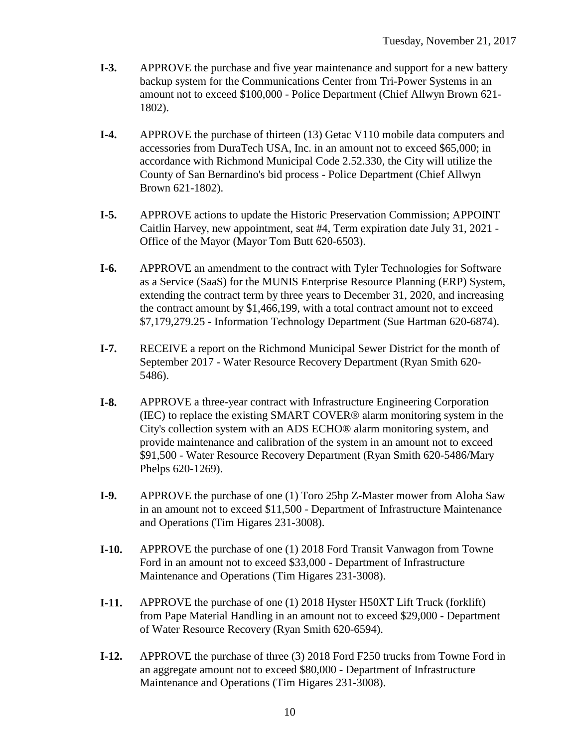**I-3.** APPROVE the purchase and five year maintenance and support for a new battery backup system for the Communications Center from Tri-Power Systems in an amount not to exceed $100,000 - Police Department (Chief Allwyn Brown 621-1802).

**I-4.** APPROVE the purchase of thirteen (13) Getac V110 mobile data computers and accessories from DuraTech USA, Inc. in an amount not to exceed $65,000; in accordance with Richmond Municipal Code 2.52.330, the City will utilize the County of San Bernardino's bid process - Police Department (Chief Allwyn Brown 621-1802).

**I-5.** APPROVE actions to update the Historic Preservation Commission; APPOINT Caitlin Harvey, new appointment, seat #4, Term expiration date July 31, 2021 - Office of the Mayor (Mayor Tom Butt 620-6503).

**I-6.** APPROVE an amendment to the contract with Tyler Technologies for Software as a Service (SaaS) for the MUNIS Enterprise Resource Planning (ERP) System, extending the contract term by three years to December 31, 2020, and increasing the contract amount by $1,466,199, with a total contract amount not to exceed $7,179,279.25 - Information Technology Department (Sue Hartman 620-6874).

**I-7.** RECEIVE a report on the Richmond Municipal Sewer District for the month of September 2017 - Water Resource Recovery Department (Ryan Smith 620-5486).

**I-8.** APPROVE a three-year contract with Infrastructure Engineering Corporation (IEC) to replace the existing SMART COVER® alarm monitoring system in the City's collection system with an ADS ECHO® alarm monitoring system, and provide maintenance and calibration of the system in an amount not to exceed $91,500 - Water Resource Recovery Department (Ryan Smith 620-5486/Mary Phelps 620-1269).

**I-9.** APPROVE the purchase of one (1) Toro 25hp Z-Master mower from Aloha Saw in an amount not to exceed $11,500 - Department of Infrastructure Maintenance and Operations (Tim Higares 231-3008).

**I-10.** APPROVE the purchase of one (1) 2018 Ford Transit Vanwagon from Towne Ford in an amount not to exceed $33,000 - Department of Infrastructure Maintenance and Operations (Tim Higares 231-3008).

**I-11.** APPROVE the purchase of one (1) 2018 Hyster H50XT Lift Truck (forklift) from Pape Material Handling in an amount not to exceed $29,000 - Department of Water Resource Recovery (Ryan Smith 620-6594).

**I-12.** APPROVE the purchase of three (3) 2018 Ford F250 trucks from Towne Ford in an aggregate amount not to exceed $80,000 - Department of Infrastructure Maintenance and Operations (Tim Higares 231-3008).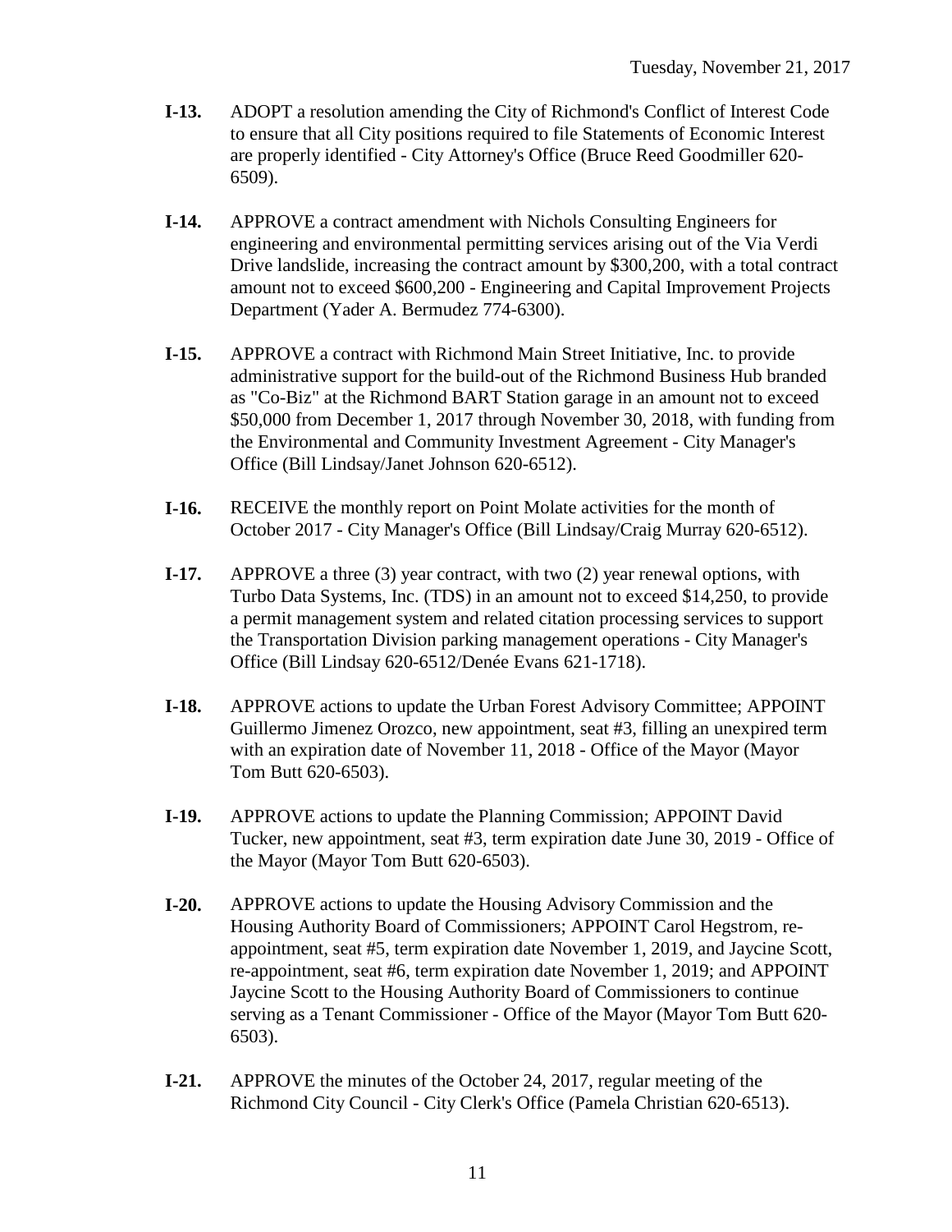**I-13.** ADOPT a resolution amending the City of Richmond's Conflict of Interest Code to ensure that all City positions required to file Statements of Economic Interest are properly identified - City Attorney's Office (Bruce Reed Goodmiller 620-6509).

**I-14.** APPROVE a contract amendment with Nichols Consulting Engineers for engineering and environmental permitting services arising out of the Via Verdi Drive landslide, increasing the contract amount by $300,200, with a total contract amount not to exceed $600,200 - Engineering and Capital Improvement Projects Department (Yader A. Bermudez 774-6300).

**I-15.** APPROVE a contract with Richmond Main Street Initiative, Inc. to provide administrative support for the build-out of the Richmond Business Hub branded as "Co-Biz" at the Richmond BART Station garage in an amount not to exceed $50,000 from December 1, 2017 through November 30, 2018, with funding from the Environmental and Community Investment Agreement - City Manager's Office (Bill Lindsay/Janet Johnson 620-6512).

**I-16.** RECEIVE the monthly report on Point Molate activities for the month of October 2017 - City Manager's Office (Bill Lindsay/Craig Murray 620-6512).

**I-17.** APPROVE a three (3) year contract, with two (2) year renewal options, with Turbo Data Systems, Inc. (TDS) in an amount not to exceed $14,250, to provide a permit management system and related citation processing services to support the Transportation Division parking management operations - City Manager's Office (Bill Lindsay 620-6512/Denée Evans 621-1718).

**I-18.** APPROVE actions to update the Urban Forest Advisory Committee; APPOINT Guillermo Jimenez Orozco, new appointment, seat #3, filling an unexpired term with an expiration date of November 11, 2018 - Office of the Mayor (Mayor Tom Butt 620-6503).

**I-19.** APPROVE actions to update the Planning Commission; APPOINT David Tucker, new appointment, seat #3, term expiration date June 30, 2019 - Office of the Mayor (Mayor Tom Butt 620-6503).

**I-20.** APPROVE actions to update the Housing Advisory Commission and the Housing Authority Board of Commissioners; APPOINT Carol Hegstrom, re-appointment, seat #5, term expiration date November 1, 2019, and Jaycine Scott, re-appointment, seat #6, term expiration date November 1, 2019; and APPOINT Jaycine Scott to the Housing Authority Board of Commissioners to continue serving as a Tenant Commissioner - Office of the Mayor (Mayor Tom Butt 620-6503).

**I-21.** APPROVE the minutes of the October 24, 2017, regular meeting of the Richmond City Council - City Clerk's Office (Pamela Christian 620-6513).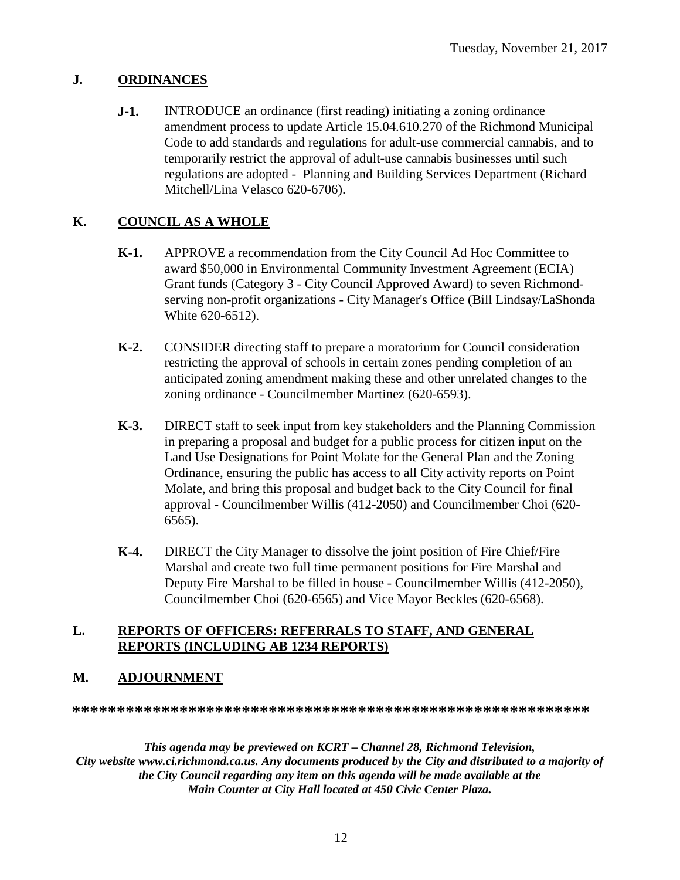## J. ORDINANCES

**J-1.** INTRODUCE an ordinance (first reading) initiating a zoning ordinance amendment process to update Article 15.04.610.270 of the Richmond Municipal Code to add standards and regulations for adult-use commercial cannabis, and to temporarily restrict the approval of adult-use cannabis businesses until such regulations are adopted - Planning and Building Services Department (Richard Mitchell/Lina Velasco 620-6706).

## K. COUNCIL AS A WHOLE

**K-1.** APPROVE a recommendation from the City Council Ad Hoc Committee to award $50,000 in Environmental Community Investment Agreement (ECIA) Grant funds (Category 3 - City Council Approved Award) to seven Richmond-serving non-profit organizations - City Manager's Office (Bill Lindsay/LaShonda White 620-6512).

**K-2.** CONSIDER directing staff to prepare a moratorium for Council consideration restricting the approval of schools in certain zones pending completion of an anticipated zoning amendment making these and other unrelated changes to the zoning ordinance - Councilmember Martinez (620-6593).

**K-3.** DIRECT staff to seek input from key stakeholders and the Planning Commission in preparing a proposal and budget for a public process for citizen input on the Land Use Designations for Point Molate for the General Plan and the Zoning Ordinance, ensuring the public has access to all City activity reports on Point Molate, and bring this proposal and budget back to the City Council for final approval - Councilmember Willis (412-2050) and Councilmember Choi (620-6565).

**K-4.** DIRECT the City Manager to dissolve the joint position of Fire Chief/Fire Marshal and create two full time permanent positions for Fire Marshal and Deputy Fire Marshal to be filled in house - Councilmember Willis (412-2050), Councilmember Choi (620-6565) and Vice Mayor Beckles (620-6568).

## L. REPORTS OF OFFICERS: REFERRALS TO STAFF, AND GENERAL REPORTS (INCLUDING AB 1234 REPORTS)

## M. ADJOURNMENT

**************************************************************

***This agenda may be previewed on KCRT – Channel 28, Richmond Television, City website www.ci.richmond.ca.us. Any documents produced by the City and distributed to a majority of the City Council regarding any item on this agenda will be made available at the Main Counter at City Hall located at 450 Civic Center Plaza.***